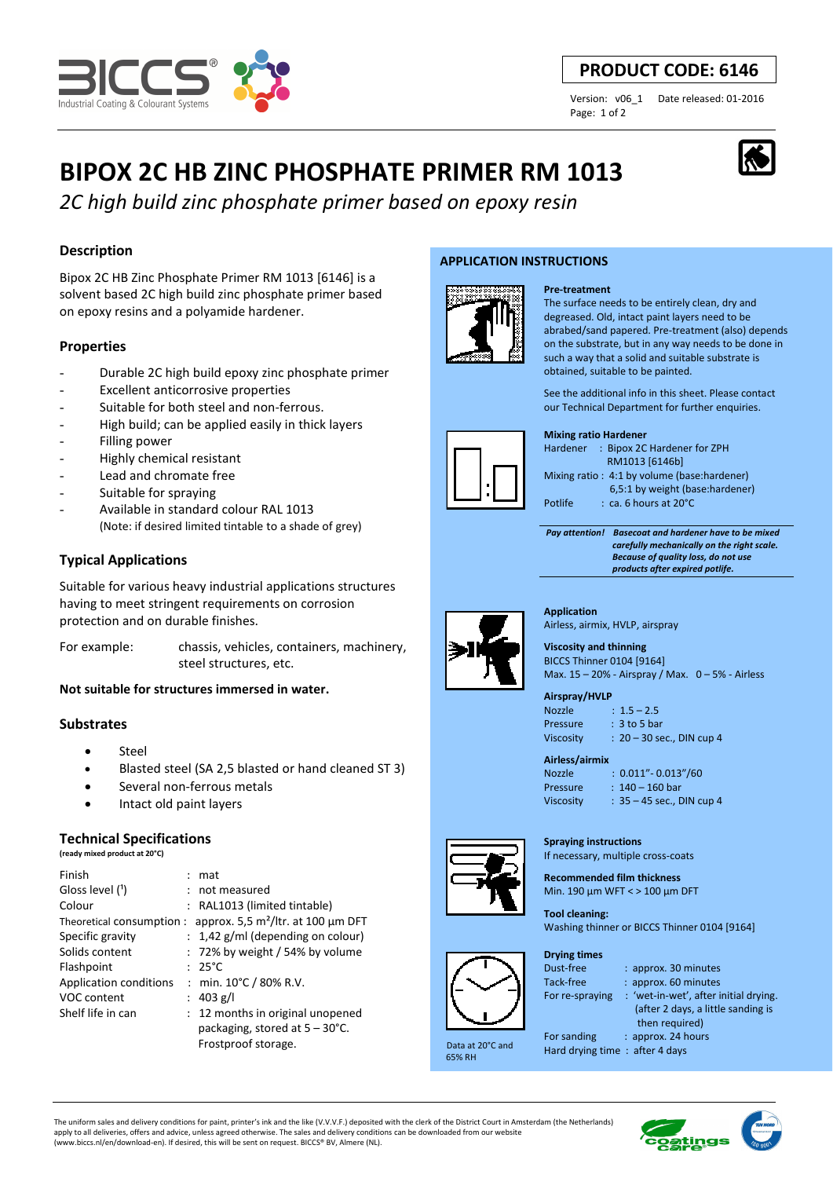**PRODUCT CODE: 6146**

Version: v06_1   Date released: 01-2016

# BIPOX 2C HB ZINC PHOSPHATE PRIMER RM 1013

*2C high build zinc phosphate primer based on epoxy resin*

## Description

Bipox 2C HB Zinc Phosphate Primer RM 1013 [6146] is a solvent based 2C high build zinc phosphate primer based on epoxy resins and a polyamide hardener.

## Properties

- Durable 2C high build epoxy zinc phosphate primer
- Excellent anticorrosive properties
- Suitable for both steel and non-ferrous.
- High build; can be applied easily in thick layers
- Filling power
- Highly chemical resistant
- Lead and chromate free
- Suitable for spraying
- Available in standard colour RAL 1013
  (Note: if desired limited tintable to a shade of grey)

## Typical Applications

Suitable for various heavy industrial applications structures having to meet stringent requirements on corrosion protection and on durable finishes.

For example: chassis, vehicles, containers, machinery, steel structures, etc.

**Not suitable for structures immersed in water.**

## Substrates

- Steel
- Blasted steel (SA 2,5 blasted or hand cleaned ST 3)
- Several non-ferrous metals
- Intact old paint layers

## Technical Specifications

**(ready mixed product at 20°C)**

| | |
|---|---|
| Finish | : mat |
| Gloss level (¹) | : not measured |
| Colour | : RAL1013 (limited tintable) |
| Theoretical consumption | : approx. 5,5 m²/ltr. at 100 µm DFT |
| Specific gravity | : 1,42 g/ml (depending on colour) |
| Solids content | : 72% by weight / 54% by volume |
| Flashpoint | : 25°C |
| Application conditions | : min. 10°C / 80% R.V. |
| VOC content | : 403 g/l |
| Shelf life in can | : 12 months in original unopened packaging, stored at 5 – 30°C. Frostproof storage. |

## APPLICATION INSTRUCTIONS

**Pre-treatment**

The surface needs to be entirely clean, dry and degreased. Old, intact paint layers need to be abrabed/sand papered. Pre-treatment (also) depends on the substrate, but in any way needs to be done in such a way that a solid and suitable substrate is obtained, suitable to be painted.

See the additional info in this sheet. Please contact our Technical Department for further enquiries.

**Mixing ratio Hardener**

| | |
|---|---|
| Hardener | : Bipox 2C Hardener for ZPH RM1013 [6146b] |
| Mixing ratio | : 4:1 by volume (base:hardener) 6,5:1 by weight (base:hardener) |
| Potlife | : ca. 6 hours at 20°C |

***Pay attention!*** ***Basecoat and hardener have to be mixed carefully mechanically on the right scale. Because of quality loss, do not use products after expired potlife.***

**Application**

Airless, airmix, HVLP, airspray

**Viscosity and thinning**

BICCS Thinner 0104 [9164]
Max. 15 – 20% - Airspray / Max. 0 – 5% - Airless

**Airspray/HVLP**

| | |
|---|---|
| Nozzle | : 1.5 – 2.5 |
| Pressure | : 3 to 5 bar |
| Viscosity | : 20 – 30 sec., DIN cup 4 |

**Airless/airmix**

| | |
|---|---|
| Nozzle | : 0.011”- 0.013”/60 |
| Pressure | : 140 – 160 bar |
| Viscosity | : 35 – 45 sec., DIN cup 4 |

**Spraying instructions**

If necessary, multiple cross-coats

**Recommended film thickness**

Min. 190 µm WFT < > 100 µm DFT

**Tool cleaning:**

Washing thinner or BICCS Thinner 0104 [9164]

**Drying times**

| | |
|---|---|
| Dust-free | : approx. 30 minutes |
| Tack-free | : approx. 60 minutes |
| For re-spraying | : ‘wet-in-wet’, after initial drying. (after 2 days, a little sanding is then required) |
| For sanding | : approx. 24 hours |
| Hard drying time | : after 4 days |

Data at 20°C and 65% RH

The uniform sales and delivery conditions for paint, printer’s ink and the like (V.V.V.F.) deposited with the clerk of the District Court in Amsterdam (the Netherlands) apply to all deliveries, offers and advice, unless agreed otherwise. The sales and delivery conditions can be downloaded from our website (www.biccs.nl/en/download-en). If desired, this will be sent on request. BICCS® BV, Almere (NL).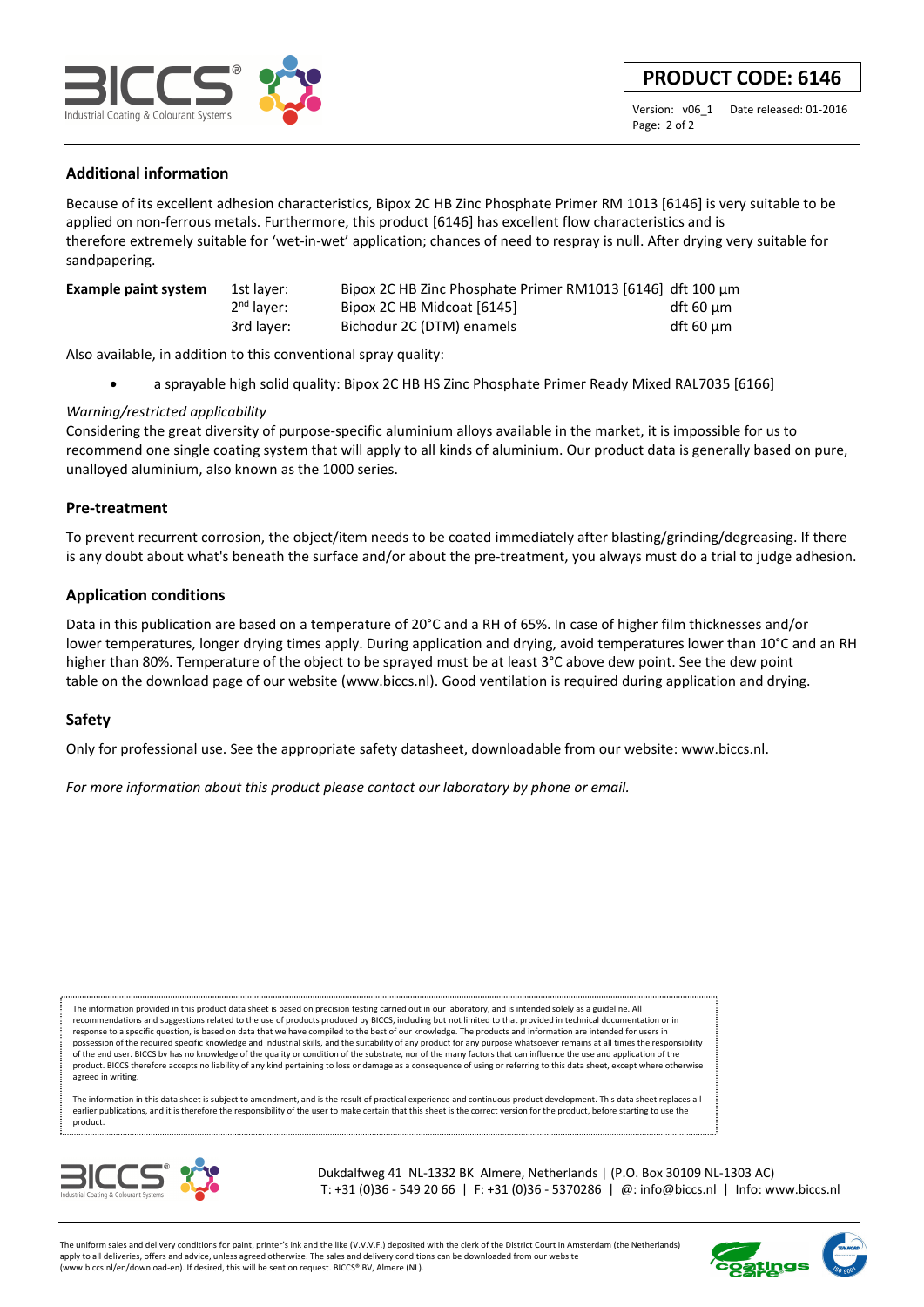## Additional information

Because of its excellent adhesion characteristics, Bipox 2C HB Zinc Phosphate Primer RM 1013 [6146] is very suitable to be applied on non-ferrous metals. Furthermore, this product [6146] has excellent flow characteristics and is therefore extremely suitable for 'wet-in-wet' application; chances of need to respray is null. After drying very suitable for sandpapering.

| | | | |
|---|---|---|---|
| **Example paint system** | 1st layer: | Bipox 2C HB Zinc Phosphate Primer RM1013 [6146] | dft 100 µm |
| | 2nd layer: | Bipox 2C HB Midcoat [6145] | dft 60 µm |
| | 3rd layer: | Bichodur 2C (DTM) enamels | dft 60 µm |

Also available, in addition to this conventional spray quality:

- a sprayable high solid quality: Bipox 2C HB HS Zinc Phosphate Primer Ready Mixed RAL7035 [6166]

*Warning/restricted applicability*

Considering the great diversity of purpose-specific aluminium alloys available in the market, it is impossible for us to recommend one single coating system that will apply to all kinds of aluminium. Our product data is generally based on pure, unalloyed aluminium, also known as the 1000 series.

## Pre-treatment

To prevent recurrent corrosion, the object/item needs to be coated immediately after blasting/grinding/degreasing. If there is any doubt about what's beneath the surface and/or about the pre-treatment, you always must do a trial to judge adhesion.

## Application conditions

Data in this publication are based on a temperature of 20°C and a RH of 65%. In case of higher film thicknesses and/or lower temperatures, longer drying times apply. During application and drying, avoid temperatures lower than 10°C and an RH higher than 80%. Temperature of the object to be sprayed must be at least 3°C above dew point. See the dew point table on the download page of our website (www.biccs.nl). Good ventilation is required during application and drying.

## Safety

Only for professional use. See the appropriate safety datasheet, downloadable from our website: www.biccs.nl.

*For more information about this product please contact our laboratory by phone or email.*

The information provided in this product data sheet is based on precision testing carried out in our laboratory, and is intended solely as a guideline. All recommendations and suggestions related to the use of products produced by BICCS, including but not limited to that provided in technical documentation or in response to a specific question, is based on data that we have compiled to the best of our knowledge. The products and information are intended for users in possession of the required specific knowledge and industrial skills, and the suitability of any product for any purpose whatsoever remains at all times the responsibility of the end user. BICCS bv has no knowledge of the quality or condition of the substrate, nor of the many factors that can influence the use and application of the product. BICCS therefore accepts no liability of any kind pertaining to loss or damage as a consequence of using or referring to this data sheet, except where otherwise agreed in writing.

The information in this data sheet is subject to amendment, and is the result of practical experience and continuous product development. This data sheet replaces all earlier publications, and it is therefore the responsibility of the user to make certain that this sheet is the correct version for the product, before starting to use the product.

Dukdalfweg 41 NL-1332 BK Almere, Netherlands | (P.O. Box 30109 NL-1303 AC)
T: +31 (0)36 - 549 20 66 | F: +31 (0)36 - 5370286 | @: info@biccs.nl | Info: www.biccs.nl

The uniform sales and delivery conditions for paint, printer's ink and the like (V.V.V.F.) deposited with the clerk of the District Court in Amsterdam (the Netherlands) apply to all deliveries, offers and advice, unless agreed otherwise. The sales and delivery conditions can be downloaded from our website (www.biccs.nl/en/download-en). If desired, this will be sent on request. BICCS® BV, Almere (NL).